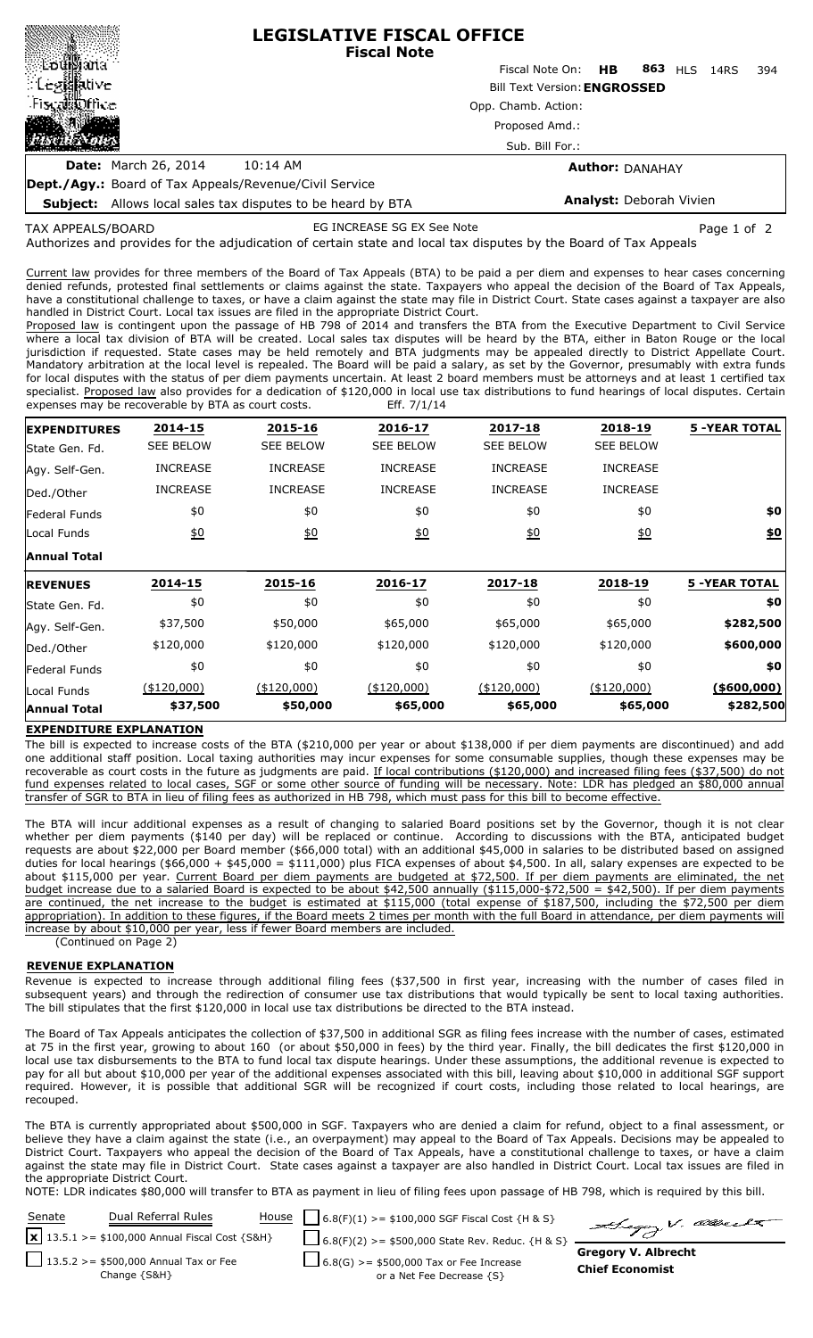# LEGISLATIVE FISCAL OFFICE
## Fiscal Note

Fiscal Note On: **HB 863** HLS 14RS 394

Bill Text Version: **ENGROSSED**

Opp. Chamb. Action:

Proposed Amd.:

Sub. Bill For.:

**Date:** March 26, 2014 10:14 AM

**Author:** DANAHAY

**Dept./Agy.:** Board of Tax Appeals/Revenue/Civil Service

**Subject:** Allows local sales tax disputes to be heard by BTA

**Analyst:** Deborah Vivien

TAX APPEALS/BOARD EG INCREASE SG EX See Note

Authorizes and provides for the adjudication of certain state and local tax disputes by the Board of Tax Appeals

Current law provides for three members of the Board of Tax Appeals (BTA) to be paid a per diem and expenses to hear cases concerning denied refunds, protested final settlements or claims against the state. Taxpayers who appeal the decision of the Board of Tax Appeals, have a constitutional challenge to taxes, or have a claim against the state may file in District Court. State cases against a taxpayer are also handled in District Court. Local tax issues are filed in the appropriate District Court.

Proposed law is contingent upon the passage of HB 798 of 2014 and transfers the BTA from the Executive Department to Civil Service where a local tax division of BTA will be created. Local sales tax disputes will be heard by the BTA, either in Baton Rouge or the local jurisdiction if requested. State cases may be held remotely and BTA judgments may be appealed directly to District Appellate Court. Mandatory arbitration at the local level is repealed. The Board will be paid a salary, as set by the Governor, presumably with extra funds for local disputes with the status of per diem payments uncertain. At least 2 board members must be attorneys and at least 1 certified tax specialist. Proposed law also provides for a dedication of $120,000 in local use tax distributions to fund hearings of local disputes. Certain expenses may be recoverable by BTA as court costs. Eff. 7/1/14

| **EXPENDITURES** | **2014-15** | **2015-16** | **2016-17** | **2017-18** | **2018-19** | **5 -YEAR TOTAL** |
|---|---|---|---|---|---|---|
| State Gen. Fd. | SEE BELOW | SEE BELOW | SEE BELOW | SEE BELOW | SEE BELOW | |
| Agy. Self-Gen. | INCREASE | INCREASE | INCREASE | INCREASE | INCREASE | |
| Ded./Other | INCREASE | INCREASE | INCREASE | INCREASE | INCREASE | |
| Federal Funds | $0 | $0 | $0 | $0 | $0 | **$0** |
| Local Funds | $0 | $0 | $0 | $0 | $0 | **$0** |
| **Annual Total** | | | | | | |

| **REVENUES** | **2014-15** | **2015-16** | **2016-17** | **2017-18** | **2018-19** | **5 -YEAR TOTAL** |
|---|---|---|---|---|---|---|
| State Gen. Fd. | $0 | $0 | $0 | $0 | $0 | **$0** |
| Agy. Self-Gen. | $37,500 | $50,000 | $65,000 | $65,000 | $65,000 | **$282,500** |
| Ded./Other | $120,000 | $120,000 | $120,000 | $120,000 | $120,000 | **$600,000** |
| Federal Funds | $0 | $0 | $0 | $0 | $0 | **$0** |
| Local Funds | ($120,000) | ($120,000) | ($120,000) | ($120,000) | ($120,000) | **($600,000)** |
| **Annual Total** | **$37,500** | **$50,000** | **$65,000** | **$65,000** | **$65,000** | **$282,500** |

### EXPENDITURE EXPLANATION

The bill is expected to increase costs of the BTA ($210,000 per year or about $138,000 if per diem payments are discontinued) and add one additional staff position. Local taxing authorities may incur expenses for some consumable supplies, though these expenses may be recoverable as court costs in the future as judgments are paid. If local contributions ($120,000) and increased filing fees ($37,500) do not fund expenses related to local cases, SGF or some other source of funding will be necessary. Note: LDR has pledged an $80,000 annual transfer of SGR to BTA in lieu of filing fees as authorized in HB 798, which must pass for this bill to become effective.

The BTA will incur additional expenses as a result of changing to salaried Board positions set by the Governor, though it is not clear whether per diem payments ($140 per day) will be replaced or continue. According to discussions with the BTA, anticipated budget requests are about $22,000 per Board member ($66,000 total) with an additional $45,000 in salaries to be distributed based on assigned duties for local hearings ($66,000 + $45,000 = $111,000) plus FICA expenses of about $4,500. In all, salary expenses are expected to be about $115,000 per year. Current Board per diem payments are budgeted at $72,500. If per diem payments are eliminated, the net budget increase due to a salaried Board is expected to be about $42,500 annually ($115,000-$72,500 = $42,500). If per diem payments are continued, the net increase to the budget is estimated at $115,000 (total expense of $187,500, including the $72,500 per diem appropriation). In addition to these figures, if the Board meets 2 times per month with the full Board in attendance, per diem payments will increase by about $10,000 per year, less if fewer Board members are included.

(Continued on Page 2)

### REVENUE EXPLANATION

Revenue is expected to increase through additional filing fees ($37,500 in first year, increasing with the number of cases filed in subsequent years) and through the redirection of consumer use tax distributions that would typically be sent to local taxing authorities. The bill stipulates that the first $120,000 in local use tax distributions be directed to the BTA instead.

The Board of Tax Appeals anticipates the collection of $37,500 in additional SGR as filing fees increase with the number of cases, estimated at 75 in the first year, growing to about 160 (or about $50,000 in fees) by the third year. Finally, the bill dedicates the first $120,000 in local use tax disbursements to the BTA to fund local tax dispute hearings. Under these assumptions, the additional revenue is expected to pay for all but about $10,000 per year of the additional expenses associated with this bill, leaving about $10,000 in additional SGF support required. However, it is possible that additional SGR will be recognized if court costs, including those related to local hearings, are recouped.

The BTA is currently appropriated about $500,000 in SGF. Taxpayers who are denied a claim for refund, object to a final assessment, or believe they have a claim against the state (i.e., an overpayment) may appeal to the Board of Tax Appeals. Decisions may be appealed to District Court. Taxpayers who appeal the decision of the Board of Tax Appeals, have a constitutional challenge to taxes, or have a claim against the state may file in District Court. State cases against a taxpayer are also handled in District Court. Local tax issues are filed in the appropriate District Court.

NOTE: LDR indicates $80,000 will transfer to BTA as payment in lieu of filing fees upon passage of HB 798, which is required by this bill.

| Senate | Dual Referral Rules | House |
|---|---|---|
| [x] 13.5.1 >= $100,000 Annual Fiscal Cost {S&H} | | [ ] 6.8(F)(1) >= $100,000 SGF Fiscal Cost {H & S} |
| [ ] 13.5.2 >= $500,000 Annual Tax or Fee Change {S&H} | | [ ] 6.8(F)(2) >= $500,000 State Rev. Reduc. {H & S} |
| | | [ ] 6.8(G) >= $500,000 Tax or Fee Increase or a Net Fee Decrease {S} |

**Gregory V. Albrecht**
**Chief Economist**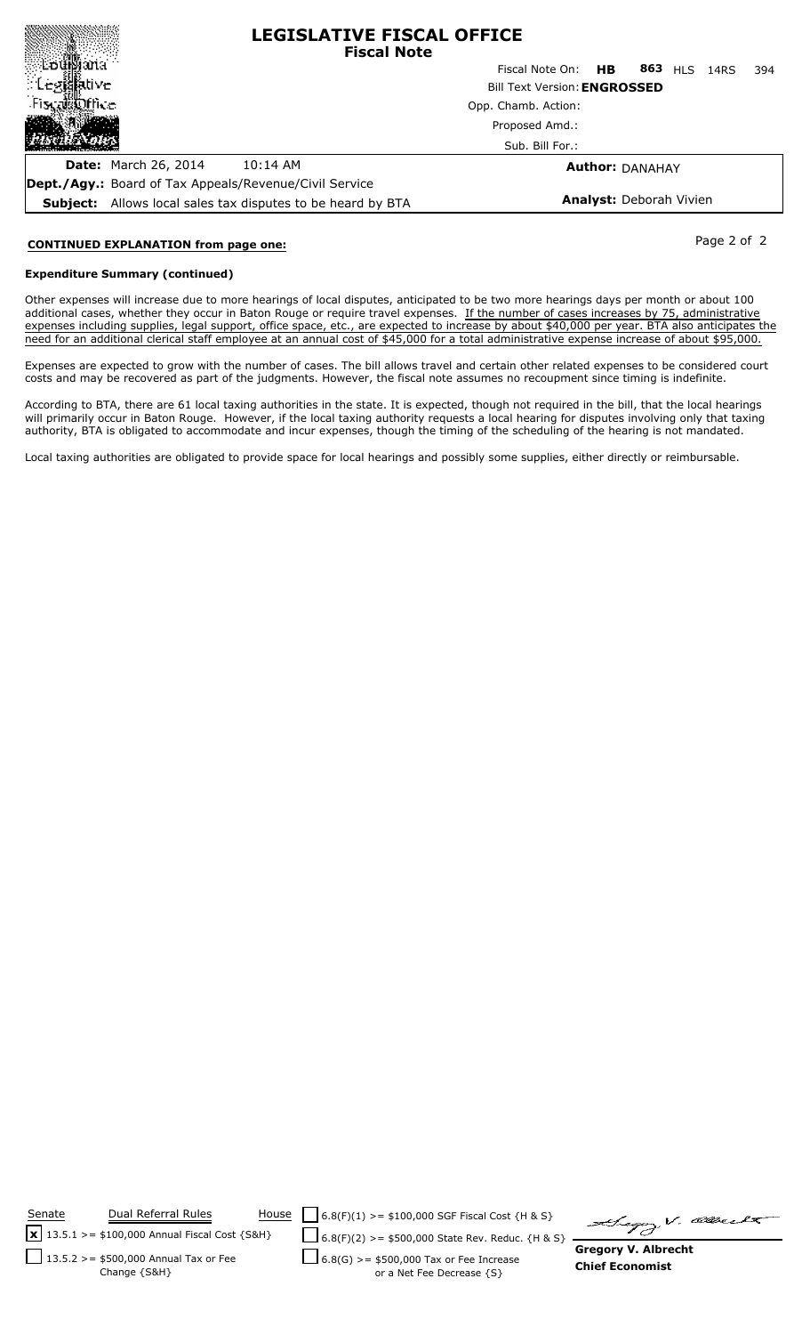# LEGISLATIVE FISCAL OFFICE
## Fiscal Note

Fiscal Note On: **HB 863** HLS 14RS 394

Bill Text Version: **ENGROSSED**

Opp. Chamb. Action:

Proposed Amd.:

Sub. Bill For.:

**Date:** March 26, 2014 10:14 AM

**Author:** DANAHAY

**Dept./Agy.:** Board of Tax Appeals/Revenue/Civil Service

**Subject:** Allows local sales tax disputes to be heard by BTA

**Analyst:** Deborah Vivien

**CONTINUED EXPLANATION from page one:**

**Expenditure Summary (continued)**

Other expenses will increase due to more hearings of local disputes, anticipated to be two more hearings days per month or about 100 additional cases, whether they occur in Baton Rouge or require travel expenses. If the number of cases increases by 75, administrative expenses including supplies, legal support, office space, etc., are expected to increase by about $40,000 per year. BTA also anticipates the need for an additional clerical staff employee at an annual cost of $45,000 for a total administrative expense increase of about $95,000.

Expenses are expected to grow with the number of cases. The bill allows travel and certain other related expenses to be considered court costs and may be recovered as part of the judgments. However, the fiscal note assumes no recoupment since timing is indefinite.

According to BTA, there are 61 local taxing authorities in the state. It is expected, though not required in the bill, that the local hearings will primarily occur in Baton Rouge. However, if the local taxing authority requests a local hearing for disputes involving only that taxing authority, BTA is obligated to accommodate and incur expenses, though the timing of the scheduling of the hearing is not mandated.

Local taxing authorities are obligated to provide space for local hearings and possibly some supplies, either directly or reimbursable.

Senate Dual Referral Rules House

[x] 13.5.1 >= $100,000 Annual Fiscal Cost {S&H}

[ ] 13.5.2 >= $500,000 Annual Tax or Fee Change {S&H}

[ ] 6.8(F)(1) >= $100,000 SGF Fiscal Cost {H & S}

[ ] 6.8(F)(2) >= $500,000 State Rev. Reduc. {H & S}

[ ] 6.8(G) >= $500,000 Tax or Fee Increase or a Net Fee Decrease {S}

**Gregory V. Albrecht**
**Chief Economist**